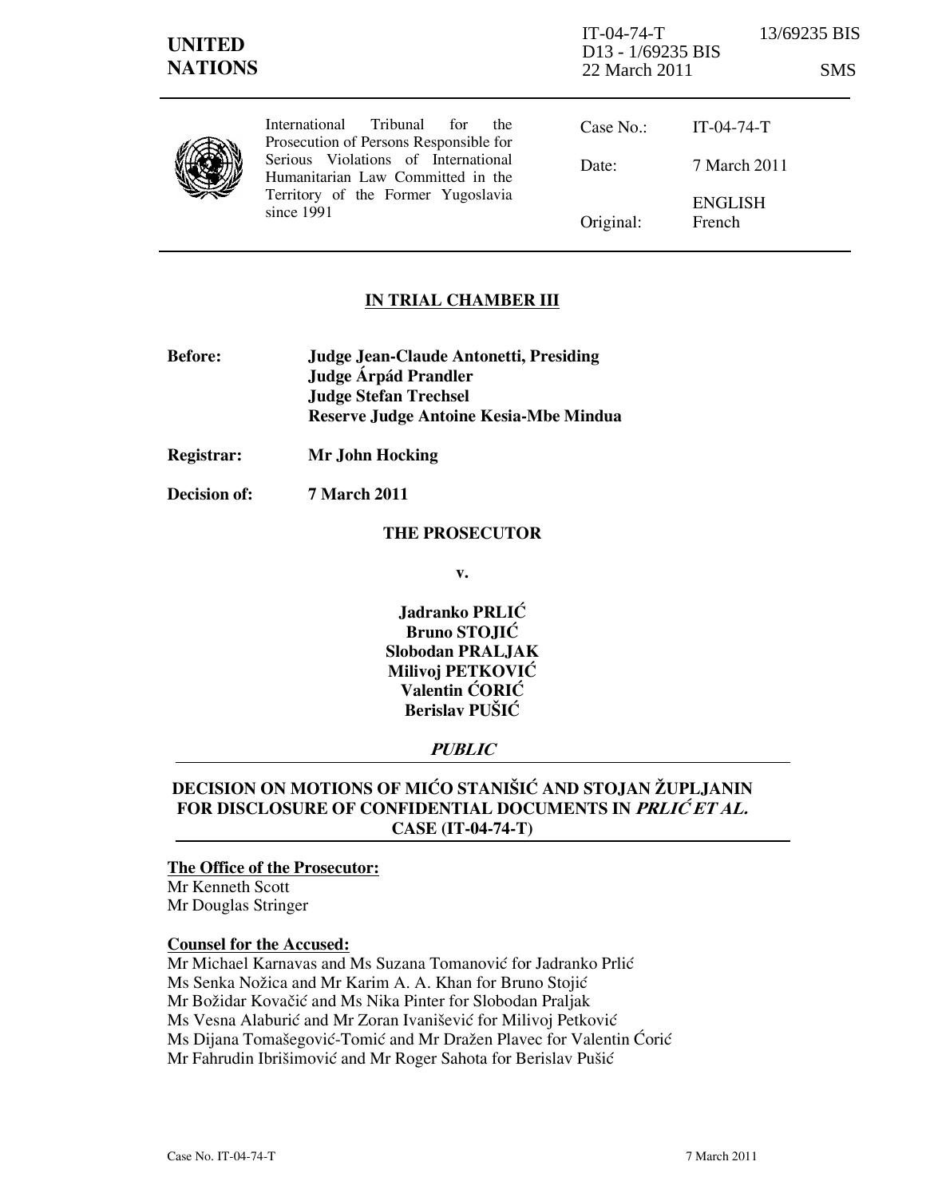UNITED NATIONS

IT-04-74-T 13/69235 BIS
D13 - 1/69235 BIS
22 March 2011 SMS

International Tribunal for the Prosecution of Persons Responsible for Serious Violations of International Humanitarian Law Committed in the Territory of the Former Yugoslavia since 1991

| | |
|---|---|
| Case No.: | IT-04-74-T |
| Date: | 7 March 2011 |
| Original: | ENGLISH French |

## IN TRIAL CHAMBER III

**Before:** **Judge Jean-Claude Antonetti, Presiding**
**Judge Árpád Prandler**
**Judge Stefan Trechsel**
**Reserve Judge Antoine Kesia-Mbe Mindua**

**Registrar:** **Mr John Hocking**

**Decision of:** **7 March 2011**

**THE PROSECUTOR**

**v.**

**Jadranko PRLIĆ**
**Bruno STOJIĆ**
**Slobodan PRALJAK**
**Milivoj PETKOVIĆ**
**Valentin ĆORIĆ**
**Berislav PUŠIĆ**

***PUBLIC***

## DECISION ON MOTIONS OF MIĆO STANIŠIĆ AND STOJAN ŽUPLJANIN FOR DISCLOSURE OF CONFIDENTIAL DOCUMENTS IN *PRLIĆ ET AL.* CASE (IT-04-74-T)

**The Office of the Prosecutor:**
Mr Kenneth Scott
Mr Douglas Stringer

**Counsel for the Accused:**
Mr Michael Karnavas and Ms Suzana Tomanović for Jadranko Prlić
Ms Senka Nožica and Mr Karim A. A. Khan for Bruno Stojić
Mr Božidar Kovačić and Ms Nika Pinter for Slobodan Praljak
Ms Vesna Alaburić and Mr Zoran Ivanišević for Milivoj Petković
Ms Dijana Tomašegović-Tomić and Mr Dražen Plavec for Valentin Ćorić
Mr Fahrudin Ibrišimović and Mr Roger Sahota for Berislav Pušić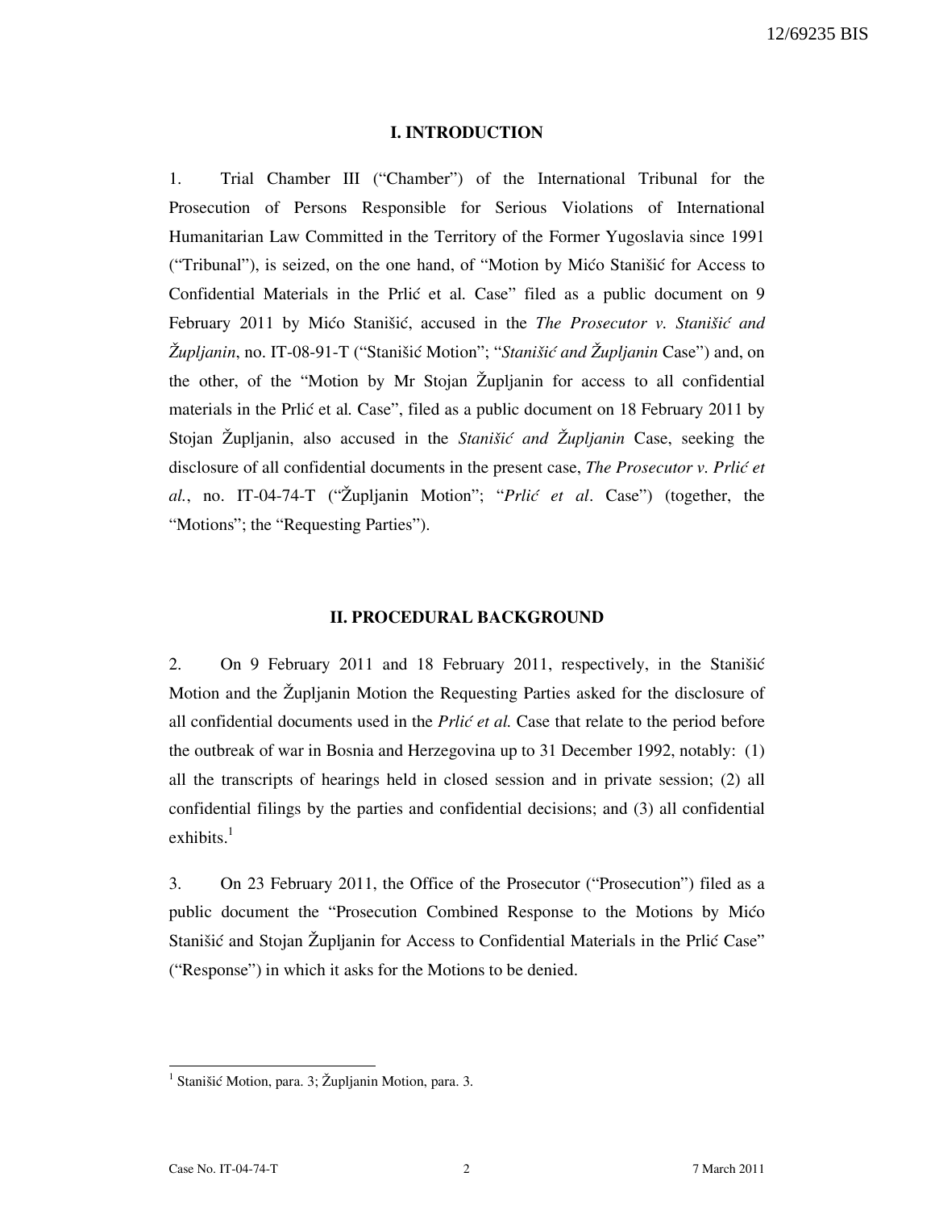## I. INTRODUCTION

1. Trial Chamber III ("Chamber") of the International Tribunal for the Prosecution of Persons Responsible for Serious Violations of International Humanitarian Law Committed in the Territory of the Former Yugoslavia since 1991 ("Tribunal"), is seized, on the one hand, of "Motion by Mićo Stanišić for Access to Confidential Materials in the Prlić et al. Case" filed as a public document on 9 February 2011 by Mićo Stanišić, accused in the *The Prosecutor v. Stanišić and Župljanin*, no. IT-08-91-T ("Stanišić Motion"; "*Stanišić and Župljanin* Case") and, on the other, of the "Motion by Mr Stojan Župljanin for access to all confidential materials in the Prlić et al. Case", filed as a public document on 18 February 2011 by Stojan Župljanin, also accused in the *Stanišić and Župljanin* Case, seeking the disclosure of all confidential documents in the present case, *The Prosecutor v. Prlić et al.*, no. IT-04-74-T ("Župljanin Motion"; "*Prlić et al*. Case") (together, the "Motions"; the "Requesting Parties").

## II. PROCEDURAL BACKGROUND

2. On 9 February 2011 and 18 February 2011, respectively, in the Stanišić Motion and the Župljanin Motion the Requesting Parties asked for the disclosure of all confidential documents used in the *Prlić et al.* Case that relate to the period before the outbreak of war in Bosnia and Herzegovina up to 31 December 1992, notably: (1) all the transcripts of hearings held in closed session and in private session; (2) all confidential filings by the parties and confidential decisions; and (3) all confidential exhibits.[1]

3. On 23 February 2011, the Office of the Prosecutor ("Prosecution") filed as a public document the "Prosecution Combined Response to the Motions by Mićo Stanišić and Stojan Župljanin for Access to Confidential Materials in the Prlić Case" ("Response") in which it asks for the Motions to be denied.

---

[1] Stanišić Motion, para. 3; Župljanin Motion, para. 3.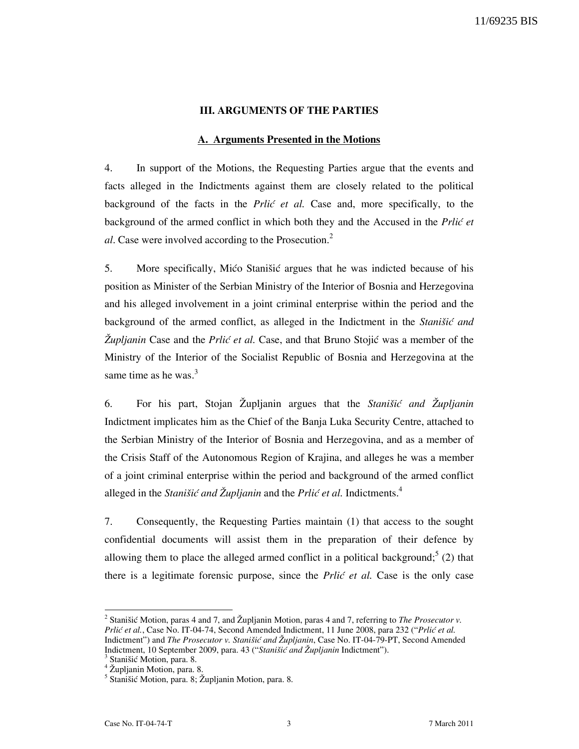## III. ARGUMENTS OF THE PARTIES

### A. Arguments Presented in the Motions

4. In support of the Motions, the Requesting Parties argue that the events and facts alleged in the Indictments against them are closely related to the political background of the facts in the *Prlić et al.* Case and, more specifically, to the background of the armed conflict in which both they and the Accused in the *Prlić et al*. Case were involved according to the Prosecution.[2]

5. More specifically, Mićo Stanišić argues that he was indicted because of his position as Minister of the Serbian Ministry of the Interior of Bosnia and Herzegovina and his alleged involvement in a joint criminal enterprise within the period and the background of the armed conflict, as alleged in the Indictment in the *Stanišić and Župljanin* Case and the *Prlić et al.* Case, and that Bruno Stojić was a member of the Ministry of the Interior of the Socialist Republic of Bosnia and Herzegovina at the same time as he was.[3]

6. For his part, Stojan Župljanin argues that the *Stanišić and Župljanin* Indictment implicates him as the Chief of the Banja Luka Security Centre, attached to the Serbian Ministry of the Interior of Bosnia and Herzegovina, and as a member of the Crisis Staff of the Autonomous Region of Krajina, and alleges he was a member of a joint criminal enterprise within the period and background of the armed conflict alleged in the *Stanišić and Župljanin* and the *Prlić et al.* Indictments.[4]

7. Consequently, the Requesting Parties maintain (1) that access to the sought confidential documents will assist them in the preparation of their defence by allowing them to place the alleged armed conflict in a political background;[5] (2) that there is a legitimate forensic purpose, since the *Prlić et al.* Case is the only case

---

[2] Stanišić Motion, paras 4 and 7, and Župljanin Motion, paras 4 and 7, referring to *The Prosecutor v. Prlić et al.*, Case No. IT-04-74, Second Amended Indictment, 11 June 2008, para 232 ("*Prlić et al.* Indictment") and *The Prosecutor v. Stanišić and Župljanin*, Case No. IT-04-79-PT, Second Amended Indictment, 10 September 2009, para. 43 ("*Stanišić and Župljanin* Indictment").

[3] Stanišić Motion, para. 8.

[4] Župljanin Motion, para. 8.

[5] Stanišić Motion, para. 8; Župljanin Motion, para. 8.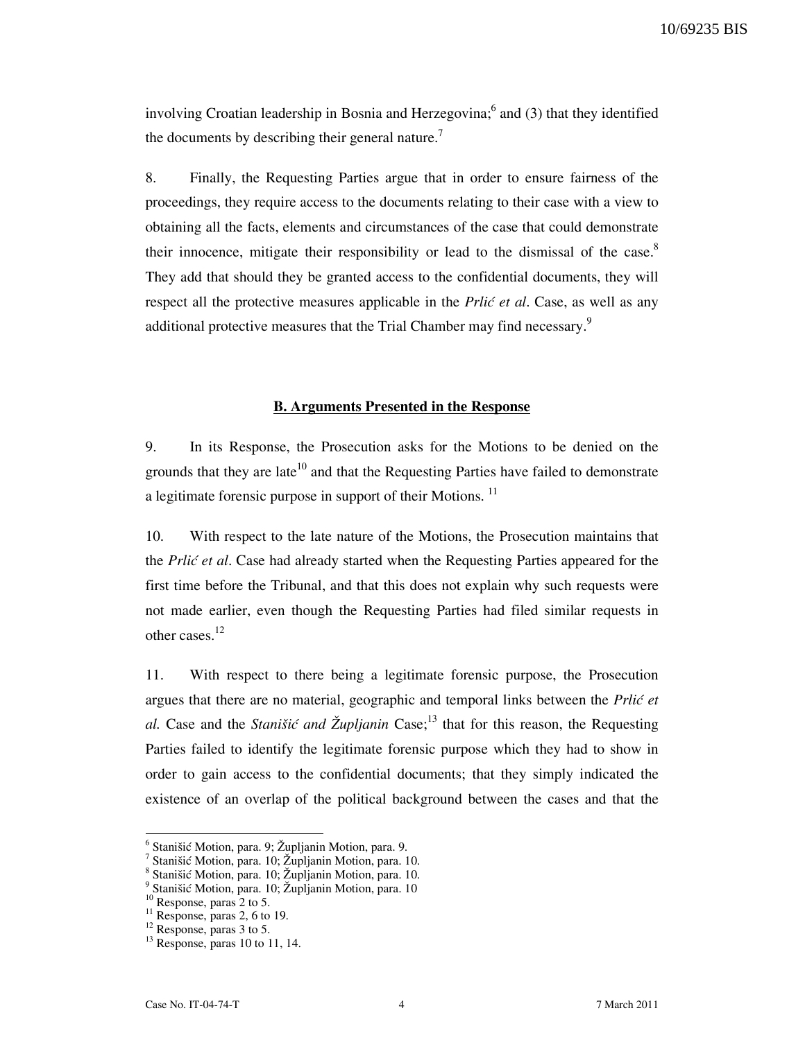involving Croatian leadership in Bosnia and Herzegovina;[6] and (3) that they identified the documents by describing their general nature.[7]

8. Finally, the Requesting Parties argue that in order to ensure fairness of the proceedings, they require access to the documents relating to their case with a view to obtaining all the facts, elements and circumstances of the case that could demonstrate their innocence, mitigate their responsibility or lead to the dismissal of the case.[8] They add that should they be granted access to the confidential documents, they will respect all the protective measures applicable in the *Prlić et al*. Case, as well as any additional protective measures that the Trial Chamber may find necessary.[9]

## B. Arguments Presented in the Response

9. In its Response, the Prosecution asks for the Motions to be denied on the grounds that they are late[10] and that the Requesting Parties have failed to demonstrate a legitimate forensic purpose in support of their Motions.[11]

10. With respect to the late nature of the Motions, the Prosecution maintains that the *Prlić et al*. Case had already started when the Requesting Parties appeared for the first time before the Tribunal, and that this does not explain why such requests were not made earlier, even though the Requesting Parties had filed similar requests in other cases.[12]

11. With respect to there being a legitimate forensic purpose, the Prosecution argues that there are no material, geographic and temporal links between the *Prlić et al.* Case and the *Stanišić and Župljanin* Case;[13] that for this reason, the Requesting Parties failed to identify the legitimate forensic purpose which they had to show in order to gain access to the confidential documents; that they simply indicated the existence of an overlap of the political background between the cases and that the

---

[6] Stanišić Motion, para. 9; Župljanin Motion, para. 9.
[7] Stanišić Motion, para. 10; Župljanin Motion, para. 10.
[8] Stanišić Motion, para. 10; Župljanin Motion, para. 10.
[9] Stanišić Motion, para. 10; Župljanin Motion, para. 10
[10] Response, paras 2 to 5.
[11] Response, paras 2, 6 to 19.
[12] Response, paras 3 to 5.
[13] Response, paras 10 to 11, 14.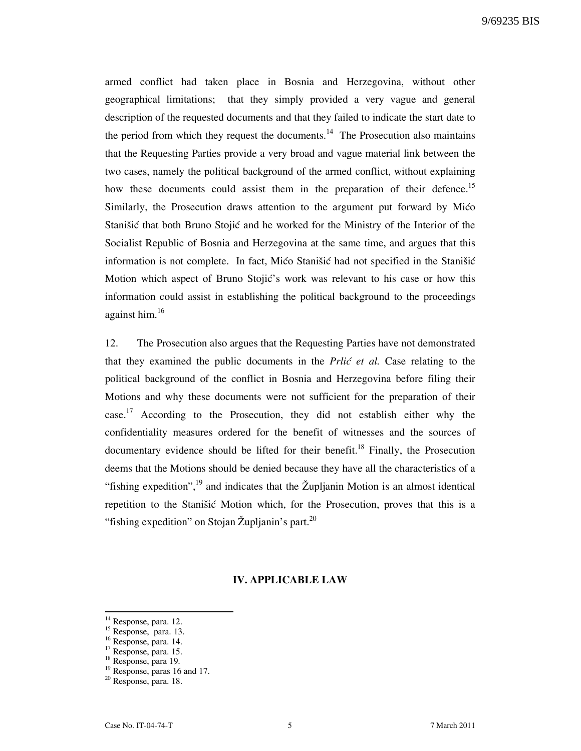armed conflict had taken place in Bosnia and Herzegovina, without other geographical limitations; that they simply provided a very vague and general description of the requested documents and that they failed to indicate the start date to the period from which they request the documents.[14] The Prosecution also maintains that the Requesting Parties provide a very broad and vague material link between the two cases, namely the political background of the armed conflict, without explaining how these documents could assist them in the preparation of their defence.[15] Similarly, the Prosecution draws attention to the argument put forward by Mićo Stanišić that both Bruno Stojić and he worked for the Ministry of the Interior of the Socialist Republic of Bosnia and Herzegovina at the same time, and argues that this information is not complete. In fact, Mićo Stanišić had not specified in the Stanišić Motion which aspect of Bruno Stojić's work was relevant to his case or how this information could assist in establishing the political background to the proceedings against him.[16]

12. The Prosecution also argues that the Requesting Parties have not demonstrated that they examined the public documents in the *Prlić et al.* Case relating to the political background of the conflict in Bosnia and Herzegovina before filing their Motions and why these documents were not sufficient for the preparation of their case.[17] According to the Prosecution, they did not establish either why the confidentiality measures ordered for the benefit of witnesses and the sources of documentary evidence should be lifted for their benefit.[18] Finally, the Prosecution deems that the Motions should be denied because they have all the characteristics of a "fishing expedition",[19] and indicates that the Župljanin Motion is an almost identical repetition to the Stanišić Motion which, for the Prosecution, proves that this is a "fishing expedition" on Stojan Župljanin's part.[20]

## IV. APPLICABLE LAW

---

[14] Response, para. 12.

[15] Response, para. 13.

[16] Response, para. 14.

[17] Response, para. 15.

[18] Response, para 19.

[19] Response, paras 16 and 17.

[20] Response, para. 18.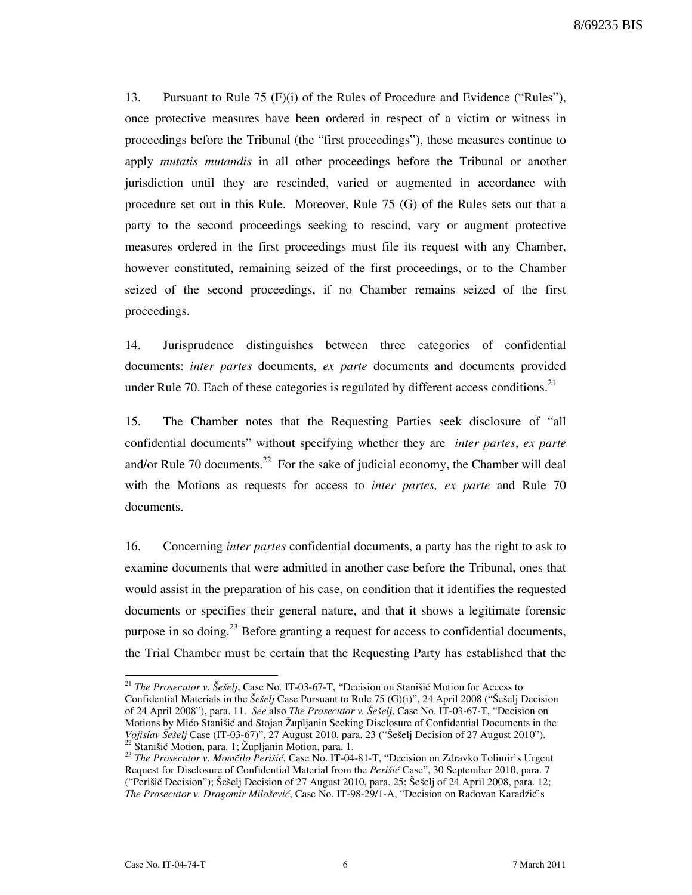13. Pursuant to Rule 75 (F)(i) of the Rules of Procedure and Evidence ("Rules"), once protective measures have been ordered in respect of a victim or witness in proceedings before the Tribunal (the "first proceedings"), these measures continue to apply *mutatis mutandis* in all other proceedings before the Tribunal or another jurisdiction until they are rescinded, varied or augmented in accordance with procedure set out in this Rule. Moreover, Rule 75 (G) of the Rules sets out that a party to the second proceedings seeking to rescind, vary or augment protective measures ordered in the first proceedings must file its request with any Chamber, however constituted, remaining seized of the first proceedings, or to the Chamber seized of the second proceedings, if no Chamber remains seized of the first proceedings.

14. Jurisprudence distinguishes between three categories of confidential documents: *inter partes* documents, *ex parte* documents and documents provided under Rule 70. Each of these categories is regulated by different access conditions.[21]

15. The Chamber notes that the Requesting Parties seek disclosure of "all confidential documents" without specifying whether they are *inter partes*, *ex parte* and/or Rule 70 documents.[22] For the sake of judicial economy, the Chamber will deal with the Motions as requests for access to *inter partes, ex parte* and Rule 70 documents.

16. Concerning *inter partes* confidential documents, a party has the right to ask to examine documents that were admitted in another case before the Tribunal, ones that would assist in the preparation of his case, on condition that it identifies the requested documents or specifies their general nature, and that it shows a legitimate forensic purpose in so doing.[23] Before granting a request for access to confidential documents, the Trial Chamber must be certain that the Requesting Party has established that the

---

[21] *The Prosecutor v. Šešelj*, Case No. IT-03-67-T, "Decision on Stanišić Motion for Access to Confidential Materials in the *Šešelj* Case Pursuant to Rule 75 (G)(i)", 24 April 2008 ("Šešelj Decision of 24 April 2008"), para. 11. *See* also *The Prosecutor v. Šešelj*, Case No. IT-03-67-T, "Decision on Motions by Mićo Stanišić and Stojan Župljanin Seeking Disclosure of Confidential Documents in the *Vojislav Šešelj* Case (IT-03-67)", 27 August 2010, para. 23 ("Šešelj Decision of 27 August 2010").

[22] Stanišić Motion, para. 1; Župljanin Motion, para. 1.

[23] *The Prosecutor v. Momčilo Perišić*, Case No. IT-04-81-T, "Decision on Zdravko Tolimir's Urgent Request for Disclosure of Confidential Material from the *Perišić* Case", 30 September 2010, para. 7 ("Perišić Decision"); Šešelj Decision of 27 August 2010, para. 25; Šešelj of 24 April 2008, para. 12; *The Prosecutor v. Dragomir Milošević*, Case No. IT-98-29/1-A, "Decision on Radovan Karadžić's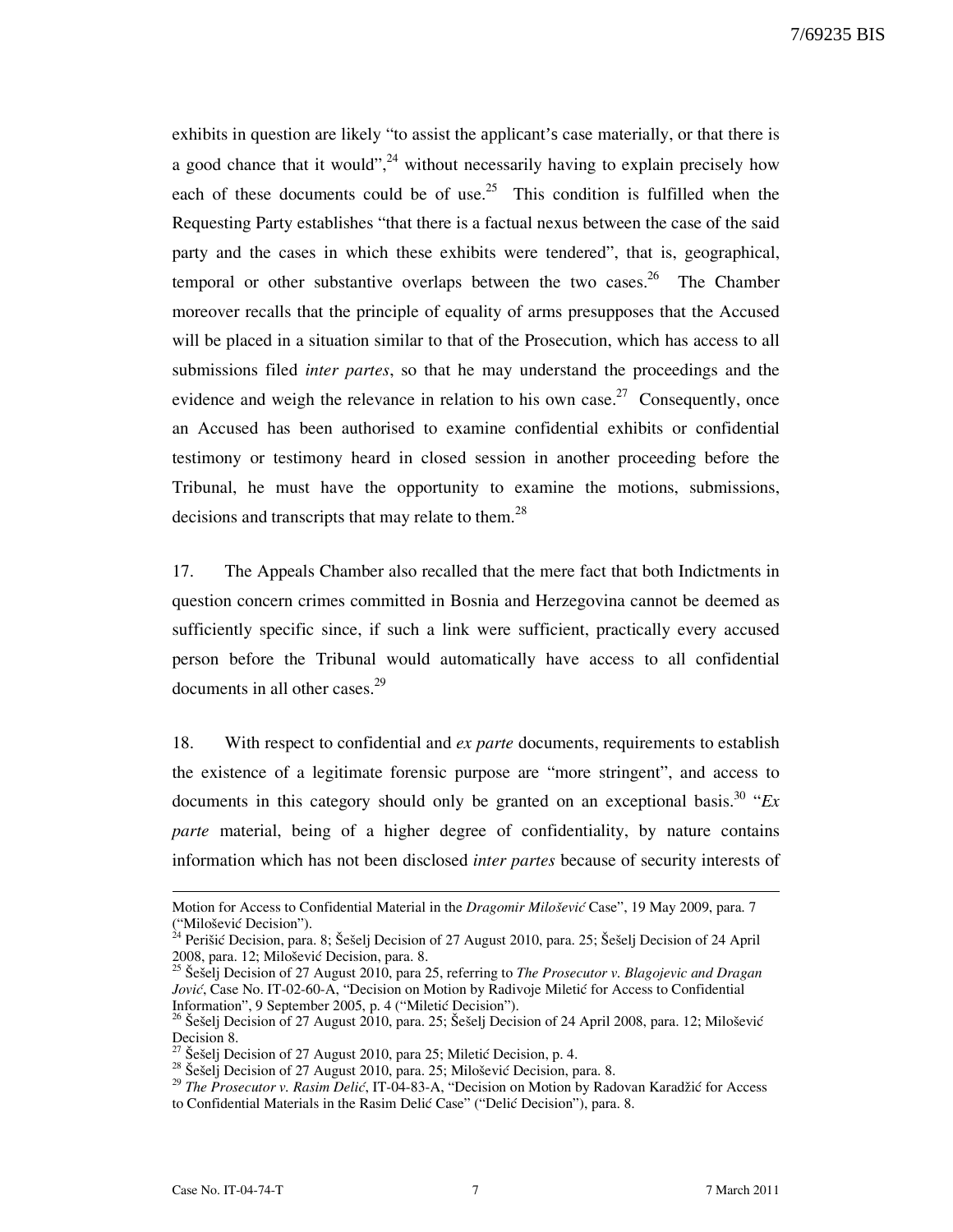exhibits in question are likely "to assist the applicant's case materially, or that there is a good chance that it would",[24] without necessarily having to explain precisely how each of these documents could be of use.[25] This condition is fulfilled when the Requesting Party establishes "that there is a factual nexus between the case of the said party and the cases in which these exhibits were tendered", that is, geographical, temporal or other substantive overlaps between the two cases.[26] The Chamber moreover recalls that the principle of equality of arms presupposes that the Accused will be placed in a situation similar to that of the Prosecution, which has access to all submissions filed *inter partes*, so that he may understand the proceedings and the evidence and weigh the relevance in relation to his own case.[27] Consequently, once an Accused has been authorised to examine confidential exhibits or confidential testimony or testimony heard in closed session in another proceeding before the Tribunal, he must have the opportunity to examine the motions, submissions, decisions and transcripts that may relate to them.[28]

17. The Appeals Chamber also recalled that the mere fact that both Indictments in question concern crimes committed in Bosnia and Herzegovina cannot be deemed as sufficiently specific since, if such a link were sufficient, practically every accused person before the Tribunal would automatically have access to all confidential documents in all other cases.[29]

18. With respect to confidential and *ex parte* documents, requirements to establish the existence of a legitimate forensic purpose are "more stringent", and access to documents in this category should only be granted on an exceptional basis.[30] "*Ex parte* material, being of a higher degree of confidentiality, by nature contains information which has not been disclosed *inter partes* because of security interests of

---

Motion for Access to Confidential Material in the *Dragomir Milošević* Case", 19 May 2009, para. 7 ("Milošević Decision").

[24] Perišić Decision, para. 8; Šešelj Decision of 27 August 2010, para. 25; Šešelj Decision of 24 April 2008, para. 12; Milošević Decision, para. 8.

[25] Šešelj Decision of 27 August 2010, para 25, referring to *The Prosecutor v. Blagojevic and Dragan Jović*, Case No. IT-02-60-A, "Decision on Motion by Radivoje Miletić for Access to Confidential Information", 9 September 2005, p. 4 ("Miletić Decision").

[26] Šešelj Decision of 27 August 2010, para. 25; Šešelj Decision of 24 April 2008, para. 12; Milošević Decision 8.

[27] Šešelj Decision of 27 August 2010, para 25; Miletić Decision, p. 4.

[28] Šešelj Decision of 27 August 2010, para. 25; Milošević Decision, para. 8.

[29] *The Prosecutor v. Rasim Delić*, IT-04-83-A, "Decision on Motion by Radovan Karadžić for Access to Confidential Materials in the Rasim Delić Case" ("Delić Decision"), para. 8.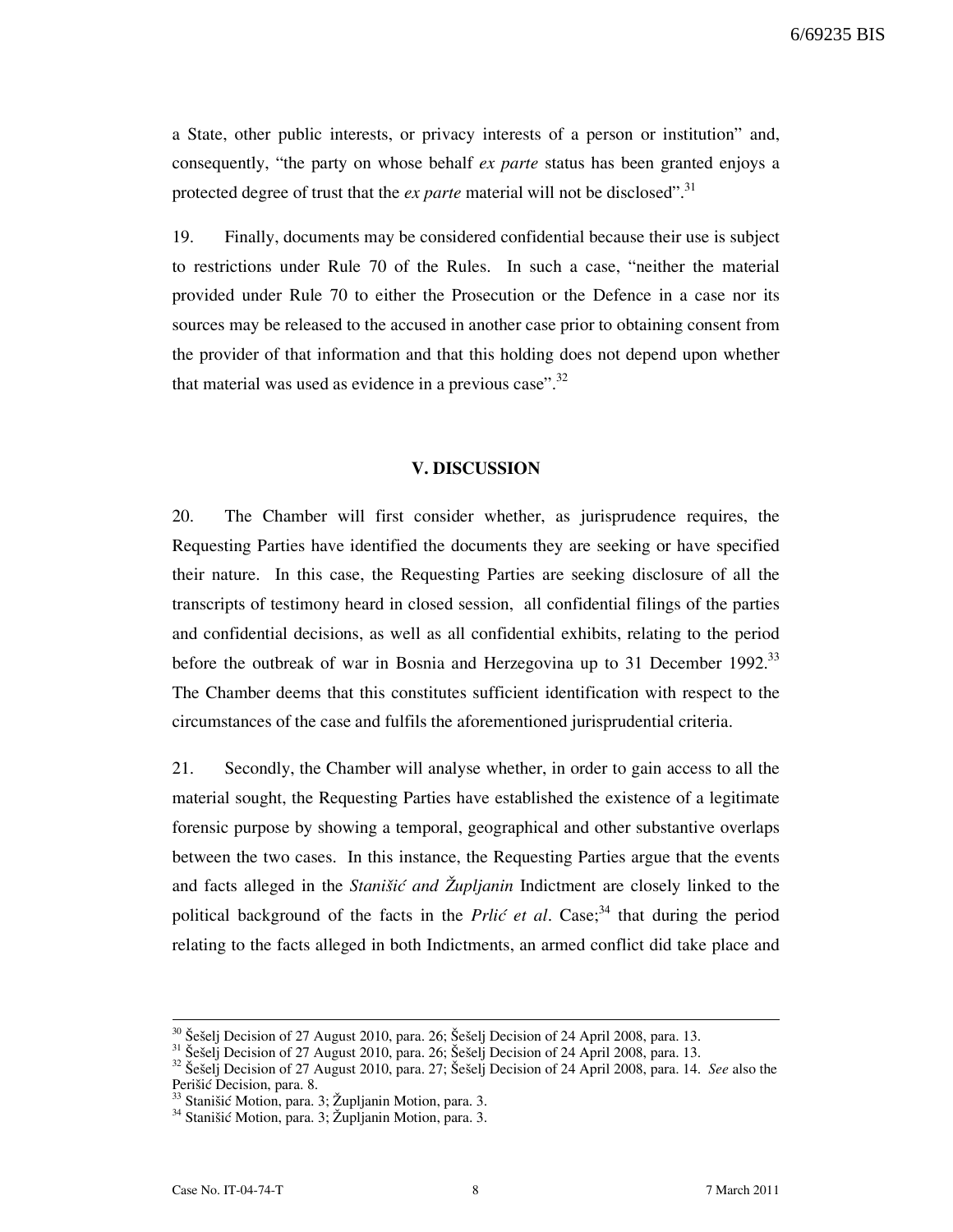a State, other public interests, or privacy interests of a person or institution" and, consequently, "the party on whose behalf *ex parte* status has been granted enjoys a protected degree of trust that the *ex parte* material will not be disclosed".[31]

19. Finally, documents may be considered confidential because their use is subject to restrictions under Rule 70 of the Rules. In such a case, "neither the material provided under Rule 70 to either the Prosecution or the Defence in a case nor its sources may be released to the accused in another case prior to obtaining consent from the provider of that information and that this holding does not depend upon whether that material was used as evidence in a previous case".[32]

## V. DISCUSSION

20. The Chamber will first consider whether, as jurisprudence requires, the Requesting Parties have identified the documents they are seeking or have specified their nature. In this case, the Requesting Parties are seeking disclosure of all the transcripts of testimony heard in closed session, all confidential filings of the parties and confidential decisions, as well as all confidential exhibits, relating to the period before the outbreak of war in Bosnia and Herzegovina up to 31 December 1992.[33] The Chamber deems that this constitutes sufficient identification with respect to the circumstances of the case and fulfils the aforementioned jurisprudential criteria.

21. Secondly, the Chamber will analyse whether, in order to gain access to all the material sought, the Requesting Parties have established the existence of a legitimate forensic purpose by showing a temporal, geographical and other substantive overlaps between the two cases. In this instance, the Requesting Parties argue that the events and facts alleged in the *Stanišić and Župljanin* Indictment are closely linked to the political background of the facts in the *Prlić et al*. Case;[34] that during the period relating to the facts alleged in both Indictments, an armed conflict did take place and

---

[30] Šešelj Decision of 27 August 2010, para. 26; Šešelj Decision of 24 April 2008, para. 13.
[31] Šešelj Decision of 27 August 2010, para. 26; Šešelj Decision of 24 April 2008, para. 13.
[32] Šešelj Decision of 27 August 2010, para. 27; Šešelj Decision of 24 April 2008, para. 14. *See* also the Perišić Decision, para. 8.
[33] Stanišić Motion, para. 3; Župljanin Motion, para. 3.
[34] Stanišić Motion, para. 3; Župljanin Motion, para. 3.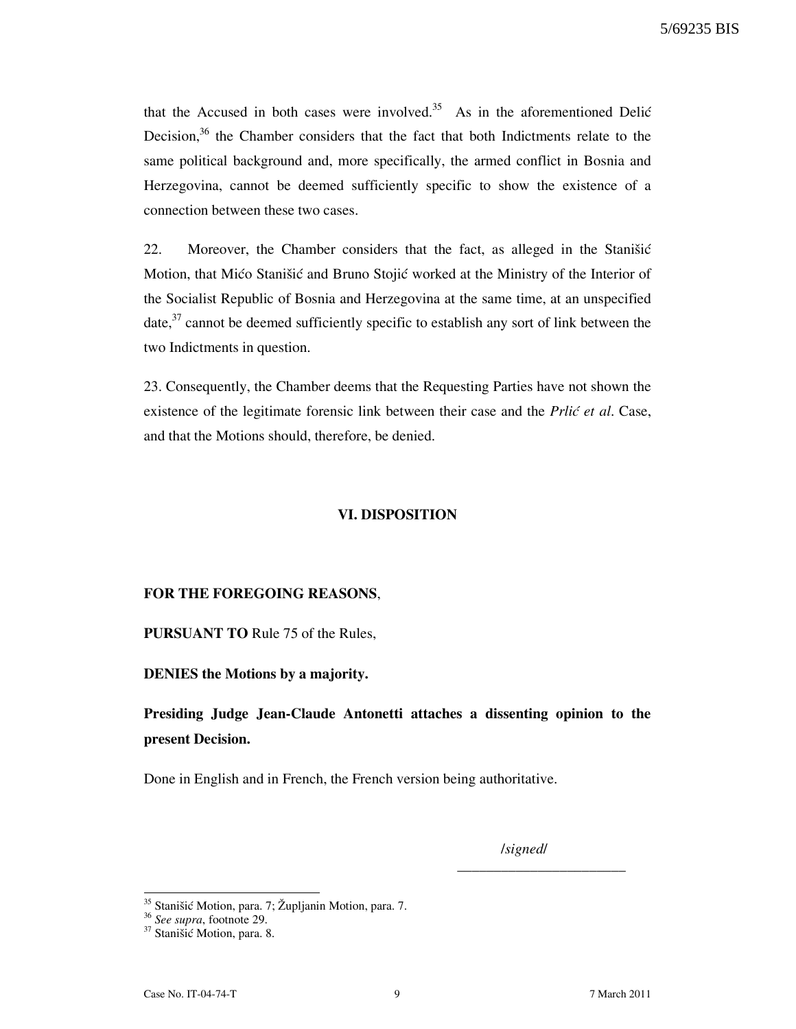that the Accused in both cases were involved.[35] As in the aforementioned Delić Decision,[36] the Chamber considers that the fact that both Indictments relate to the same political background and, more specifically, the armed conflict in Bosnia and Herzegovina, cannot be deemed sufficiently specific to show the existence of a connection between these two cases.

22. Moreover, the Chamber considers that the fact, as alleged in the Stanišić Motion, that Mićo Stanišić and Bruno Stojić worked at the Ministry of the Interior of the Socialist Republic of Bosnia and Herzegovina at the same time, at an unspecified date,[37] cannot be deemed sufficiently specific to establish any sort of link between the two Indictments in question.

23. Consequently, the Chamber deems that the Requesting Parties have not shown the existence of the legitimate forensic link between their case and the *Prlić et al.* Case, and that the Motions should, therefore, be denied.

## VI. DISPOSITION

**FOR THE FOREGOING REASONS**,

**PURSUANT TO** Rule 75 of the Rules,

**DENIES the Motions by a majority.**

**Presiding Judge Jean-Claude Antonetti attaches a dissenting opinion to the present Decision.**

Done in English and in French, the French version being authoritative.

/*signed*/

\_\_\_\_\_\_\_\_\_\_\_\_\_\_\_\_\_\_\_\_\_\_\_\_

[35] Stanišić Motion, para. 7; Župljanin Motion, para. 7.

[36] *See supra*, footnote 29.

[37] Stanišić Motion, para. 8.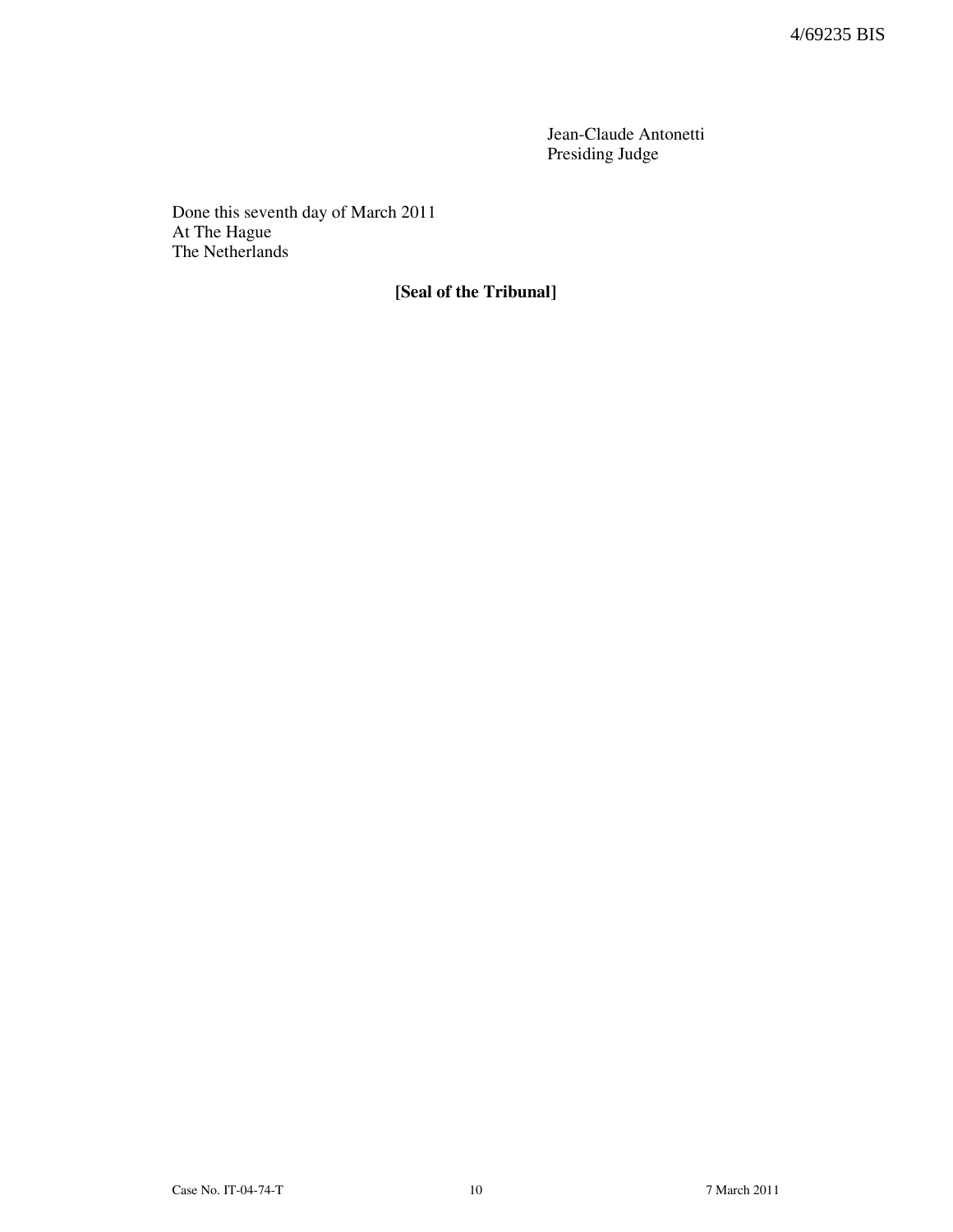Jean-Claude Antonetti
Presiding Judge

Done this seventh day of March 2011
At The Hague
The Netherlands

**[Seal of the Tribunal]**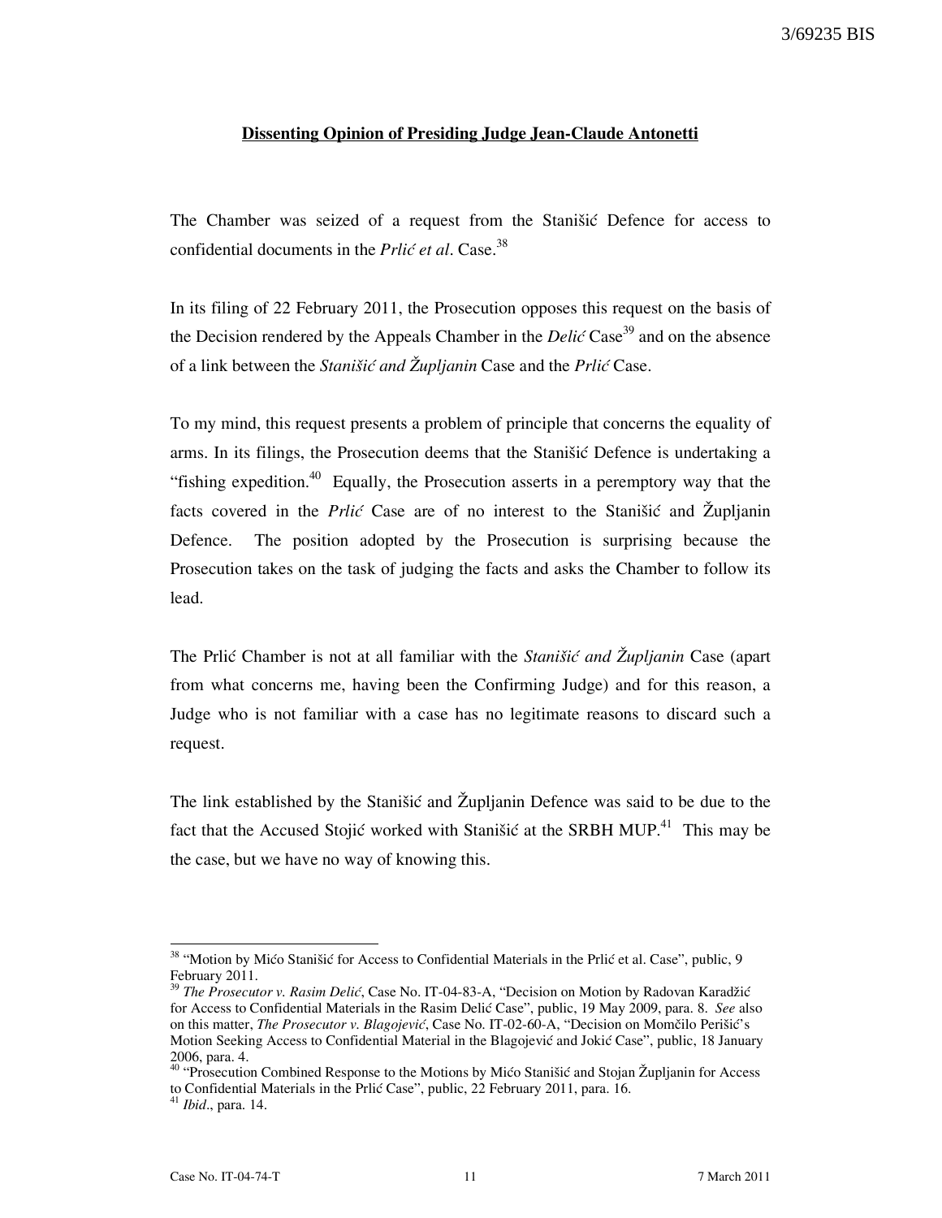## Dissenting Opinion of Presiding Judge Jean-Claude Antonetti

The Chamber was seized of a request from the Stanišić Defence for access to confidential documents in the *Prlić et al*. Case.[38]

In its filing of 22 February 2011, the Prosecution opposes this request on the basis of the Decision rendered by the Appeals Chamber in the *Delić* Case[39] and on the absence of a link between the *Stanišić and Župljanin* Case and the *Prlić* Case.

To my mind, this request presents a problem of principle that concerns the equality of arms. In its filings, the Prosecution deems that the Stanišić Defence is undertaking a "fishing expedition.[40] Equally, the Prosecution asserts in a peremptory way that the facts covered in the *Prlić* Case are of no interest to the Stanišić and Župljanin Defence. The position adopted by the Prosecution is surprising because the Prosecution takes on the task of judging the facts and asks the Chamber to follow its lead.

The Prlić Chamber is not at all familiar with the *Stanišić and Župljanin* Case (apart from what concerns me, having been the Confirming Judge) and for this reason, a Judge who is not familiar with a case has no legitimate reasons to discard such a request.

The link established by the Stanišić and Župljanin Defence was said to be due to the fact that the Accused Stojić worked with Stanišić at the SRBH MUP.[41] This may be the case, but we have no way of knowing this.

---

[38] "Motion by Mićo Stanišić for Access to Confidential Materials in the Prlić et al. Case", public, 9 February 2011.

[39] *The Prosecutor v. Rasim Delić*, Case No. IT-04-83-A, "Decision on Motion by Radovan Karadžić for Access to Confidential Materials in the Rasim Delić Case", public, 19 May 2009, para. 8. *See* also on this matter, *The Prosecutor v. Blagojević*, Case No. IT-02-60-A, "Decision on Momčilo Perišić's Motion Seeking Access to Confidential Material in the Blagojević and Jokić Case", public, 18 January 2006, para. 4.

[40] "Prosecution Combined Response to the Motions by Mićo Stanišić and Stojan Župljanin for Access to Confidential Materials in the Prlić Case", public, 22 February 2011, para. 16.

[41] *Ibid*., para. 14.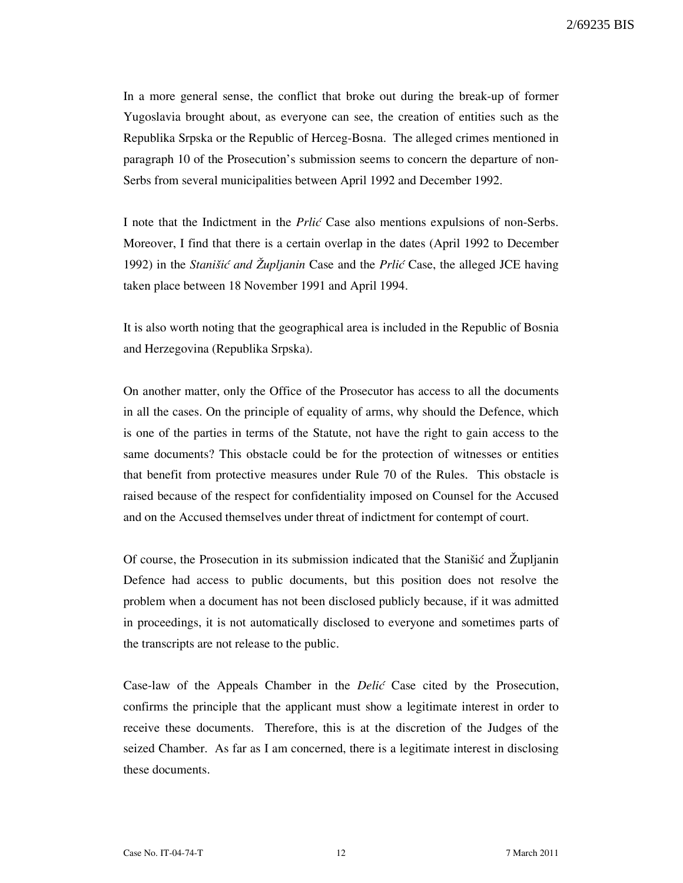In a more general sense, the conflict that broke out during the break-up of former Yugoslavia brought about, as everyone can see, the creation of entities such as the Republika Srpska or the Republic of Herceg-Bosna. The alleged crimes mentioned in paragraph 10 of the Prosecution's submission seems to concern the departure of non-Serbs from several municipalities between April 1992 and December 1992.

I note that the Indictment in the *Prlić* Case also mentions expulsions of non-Serbs. Moreover, I find that there is a certain overlap in the dates (April 1992 to December 1992) in the *Stanišić and Župljanin* Case and the *Prlić* Case, the alleged JCE having taken place between 18 November 1991 and April 1994.

It is also worth noting that the geographical area is included in the Republic of Bosnia and Herzegovina (Republika Srpska).

On another matter, only the Office of the Prosecutor has access to all the documents in all the cases. On the principle of equality of arms, why should the Defence, which is one of the parties in terms of the Statute, not have the right to gain access to the same documents? This obstacle could be for the protection of witnesses or entities that benefit from protective measures under Rule 70 of the Rules. This obstacle is raised because of the respect for confidentiality imposed on Counsel for the Accused and on the Accused themselves under threat of indictment for contempt of court.

Of course, the Prosecution in its submission indicated that the Stanišić and Župljanin Defence had access to public documents, but this position does not resolve the problem when a document has not been disclosed publicly because, if it was admitted in proceedings, it is not automatically disclosed to everyone and sometimes parts of the transcripts are not release to the public.

Case-law of the Appeals Chamber in the *Delić* Case cited by the Prosecution, confirms the principle that the applicant must show a legitimate interest in order to receive these documents. Therefore, this is at the discretion of the Judges of the seized Chamber. As far as I am concerned, there is a legitimate interest in disclosing these documents.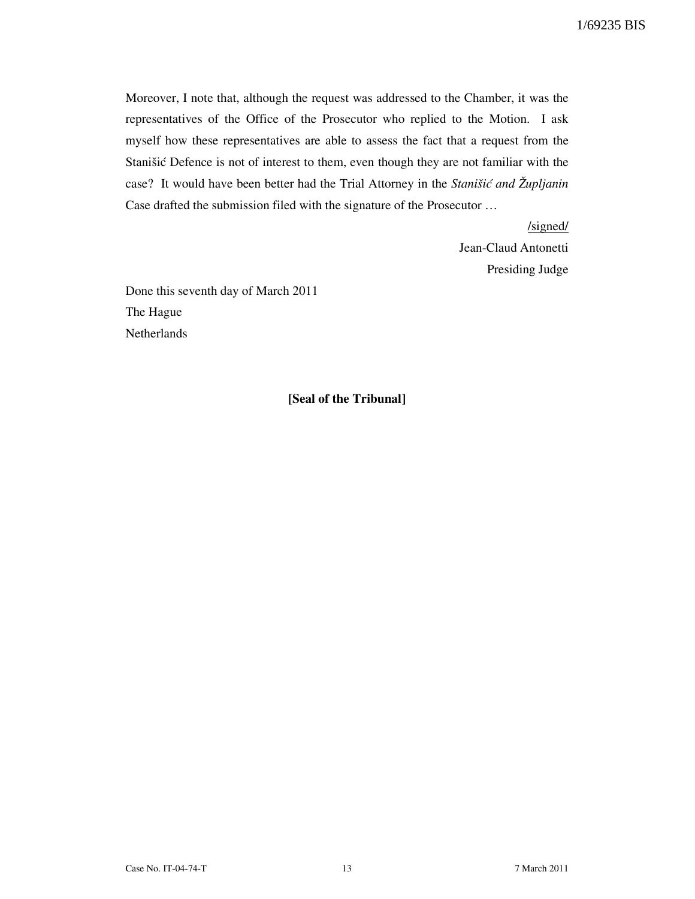Moreover, I note that, although the request was addressed to the Chamber, it was the representatives of the Office of the Prosecutor who replied to the Motion. I ask myself how these representatives are able to assess the fact that a request from the Stanišić Defence is not of interest to them, even though they are not familiar with the case? It would have been better had the Trial Attorney in the *Stanišić and Župljanin* Case drafted the submission filed with the signature of the Prosecutor …

/signed/

Jean-Claud Antonetti

Presiding Judge

Done this seventh day of March 2011

The Hague

Netherlands

**[Seal of the Tribunal]**